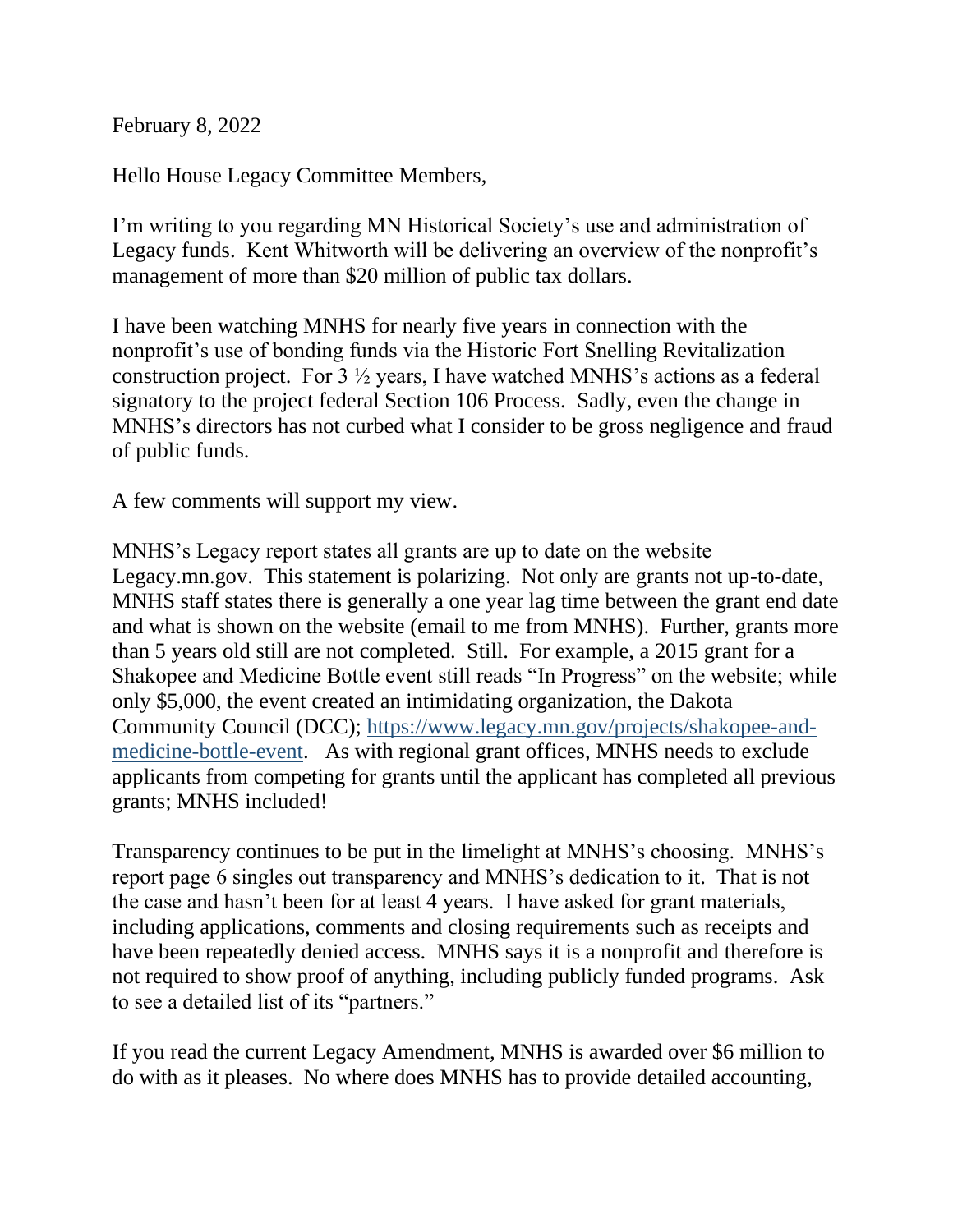February 8, 2022

Hello House Legacy Committee Members,

I'm writing to you regarding MN Historical Society's use and administration of Legacy funds. Kent Whitworth will be delivering an overview of the nonprofit's management of more than $20 million of public tax dollars.

I have been watching MNHS for nearly five years in connection with the nonprofit's use of bonding funds via the Historic Fort Snelling Revitalization construction project. For 3 ½ years, I have watched MNHS's actions as a federal signatory to the project federal Section 106 Process. Sadly, even the change in MNHS's directors has not curbed what I consider to be gross negligence and fraud of public funds.

A few comments will support my view.

MNHS's Legacy report states all grants are up to date on the website Legacy.mn.gov. This statement is polarizing. Not only are grants not up-to-date, MNHS staff states there is generally a one year lag time between the grant end date and what is shown on the website (email to me from MNHS). Further, grants more than 5 years old still are not completed. Still. For example, a 2015 grant for a Shakopee and Medicine Bottle event still reads "In Progress" on the website; while only $5,000, the event created an intimidating organization, the Dakota Community Council (DCC); [https://www.legacy.mn.gov/projects/shakopee-and-medicine-bottle-event](https://www.legacy.mn.gov/projects/shakopee-and-medicine-bottle-event). As with regional grant offices, MNHS needs to exclude applicants from competing for grants until the applicant has completed all previous grants; MNHS included!

Transparency continues to be put in the limelight at MNHS's choosing. MNHS's report page 6 singles out transparency and MNHS's dedication to it. That is not the case and hasn't been for at least 4 years. I have asked for grant materials, including applications, comments and closing requirements such as receipts and have been repeatedly denied access. MNHS says it is a nonprofit and therefore is not required to show proof of anything, including publicly funded programs. Ask to see a detailed list of its "partners."

If you read the current Legacy Amendment, MNHS is awarded over $6 million to do with as it pleases. No where does MNHS has to provide detailed accounting,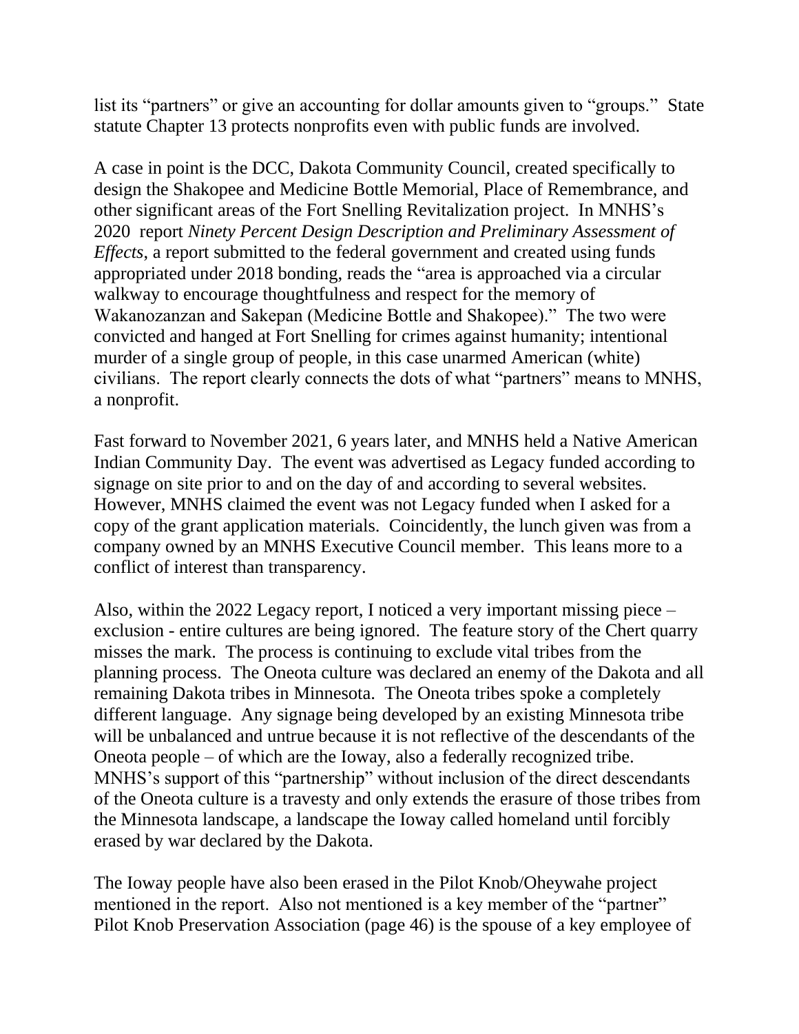list its "partners" or give an accounting for dollar amounts given to "groups." State statute Chapter 13 protects nonprofits even with public funds are involved.

A case in point is the DCC, Dakota Community Council, created specifically to design the Shakopee and Medicine Bottle Memorial, Place of Remembrance, and other significant areas of the Fort Snelling Revitalization project. In MNHS's 2020 report *Ninety Percent Design Description and Preliminary Assessment of Effects*, a report submitted to the federal government and created using funds appropriated under 2018 bonding, reads the "area is approached via a circular walkway to encourage thoughtfulness and respect for the memory of Wakanozanzan and Sakepan (Medicine Bottle and Shakopee)." The two were convicted and hanged at Fort Snelling for crimes against humanity; intentional murder of a single group of people, in this case unarmed American (white) civilians. The report clearly connects the dots of what "partners" means to MNHS, a nonprofit.

Fast forward to November 2021, 6 years later, and MNHS held a Native American Indian Community Day. The event was advertised as Legacy funded according to signage on site prior to and on the day of and according to several websites. However, MNHS claimed the event was not Legacy funded when I asked for a copy of the grant application materials. Coincidently, the lunch given was from a company owned by an MNHS Executive Council member. This leans more to a conflict of interest than transparency.

Also, within the 2022 Legacy report, I noticed a very important missing piece – exclusion - entire cultures are being ignored. The feature story of the Chert quarry misses the mark. The process is continuing to exclude vital tribes from the planning process. The Oneota culture was declared an enemy of the Dakota and all remaining Dakota tribes in Minnesota. The Oneota tribes spoke a completely different language. Any signage being developed by an existing Minnesota tribe will be unbalanced and untrue because it is not reflective of the descendants of the Oneota people – of which are the Ioway, also a federally recognized tribe. MNHS's support of this "partnership" without inclusion of the direct descendants of the Oneota culture is a travesty and only extends the erasure of those tribes from the Minnesota landscape, a landscape the Ioway called homeland until forcibly erased by war declared by the Dakota.

The Ioway people have also been erased in the Pilot Knob/Oheywahe project mentioned in the report. Also not mentioned is a key member of the "partner" Pilot Knob Preservation Association (page 46) is the spouse of a key employee of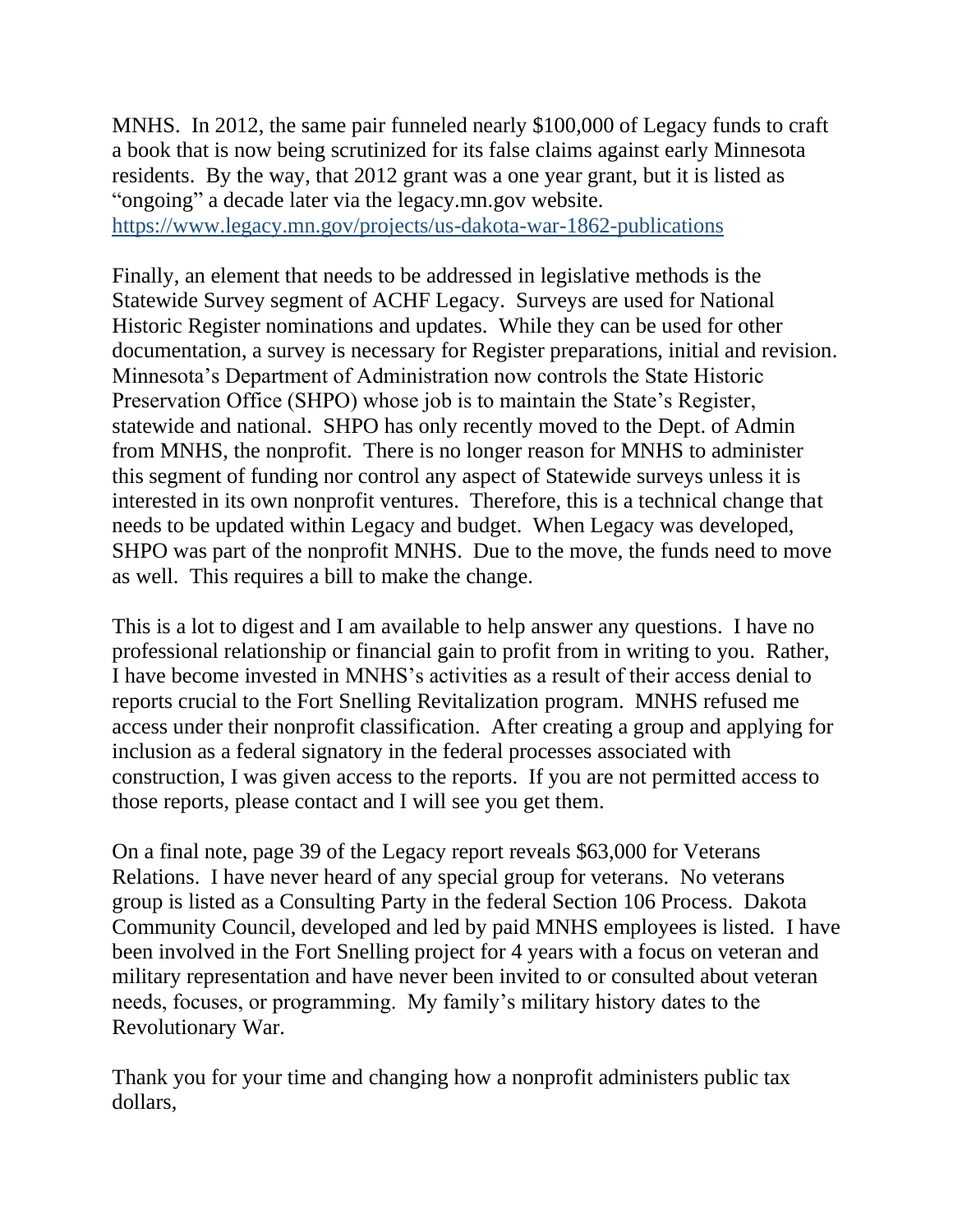MNHS. In 2012, the same pair funneled nearly $100,000 of Legacy funds to craft a book that is now being scrutinized for its false claims against early Minnesota residents. By the way, that 2012 grant was a one year grant, but it is listed as "ongoing" a decade later via the legacy.mn.gov website. https://www.legacy.mn.gov/projects/us-dakota-war-1862-publications

Finally, an element that needs to be addressed in legislative methods is the Statewide Survey segment of ACHF Legacy. Surveys are used for National Historic Register nominations and updates. While they can be used for other documentation, a survey is necessary for Register preparations, initial and revision. Minnesota's Department of Administration now controls the State Historic Preservation Office (SHPO) whose job is to maintain the State's Register, statewide and national. SHPO has only recently moved to the Dept. of Admin from MNHS, the nonprofit. There is no longer reason for MNHS to administer this segment of funding nor control any aspect of Statewide surveys unless it is interested in its own nonprofit ventures. Therefore, this is a technical change that needs to be updated within Legacy and budget. When Legacy was developed, SHPO was part of the nonprofit MNHS. Due to the move, the funds need to move as well. This requires a bill to make the change.

This is a lot to digest and I am available to help answer any questions. I have no professional relationship or financial gain to profit from in writing to you. Rather, I have become invested in MNHS's activities as a result of their access denial to reports crucial to the Fort Snelling Revitalization program. MNHS refused me access under their nonprofit classification. After creating a group and applying for inclusion as a federal signatory in the federal processes associated with construction, I was given access to the reports. If you are not permitted access to those reports, please contact and I will see you get them.

On a final note, page 39 of the Legacy report reveals $63,000 for Veterans Relations. I have never heard of any special group for veterans. No veterans group is listed as a Consulting Party in the federal Section 106 Process. Dakota Community Council, developed and led by paid MNHS employees is listed. I have been involved in the Fort Snelling project for 4 years with a focus on veteran and military representation and have never been invited to or consulted about veteran needs, focuses, or programming. My family's military history dates to the Revolutionary War.

Thank you for your time and changing how a nonprofit administers public tax dollars,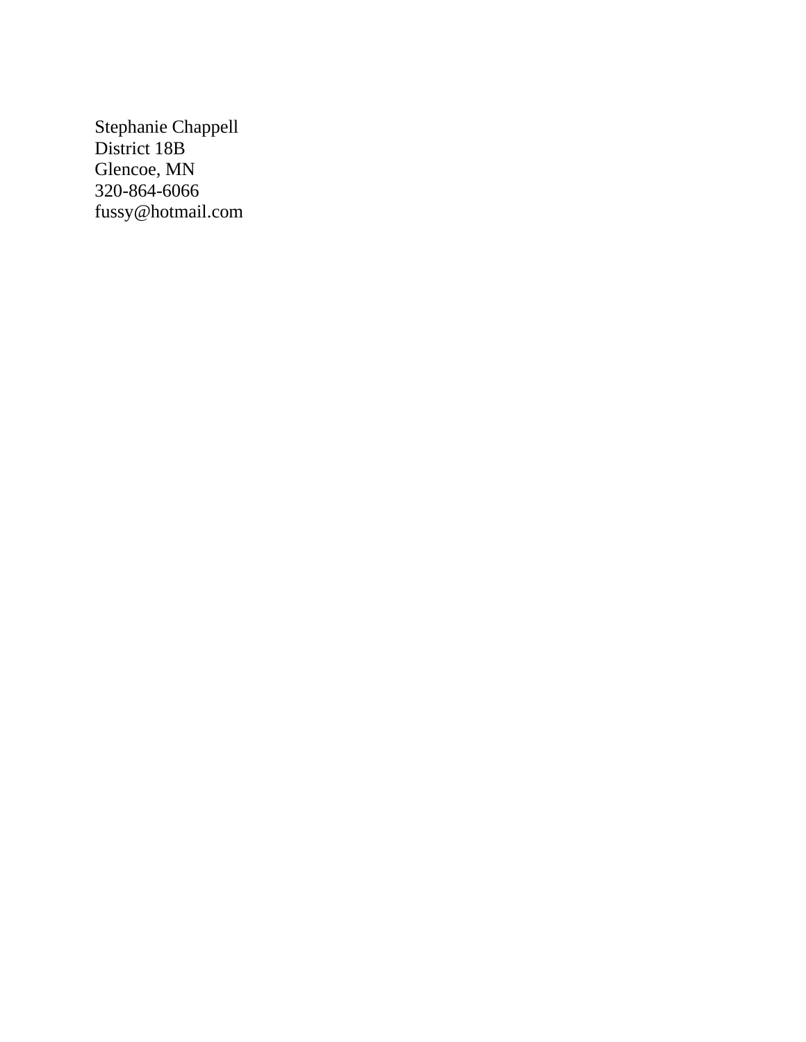Stephanie Chappell
District 18B
Glencoe, MN
320-864-6066
fussy@hotmail.com